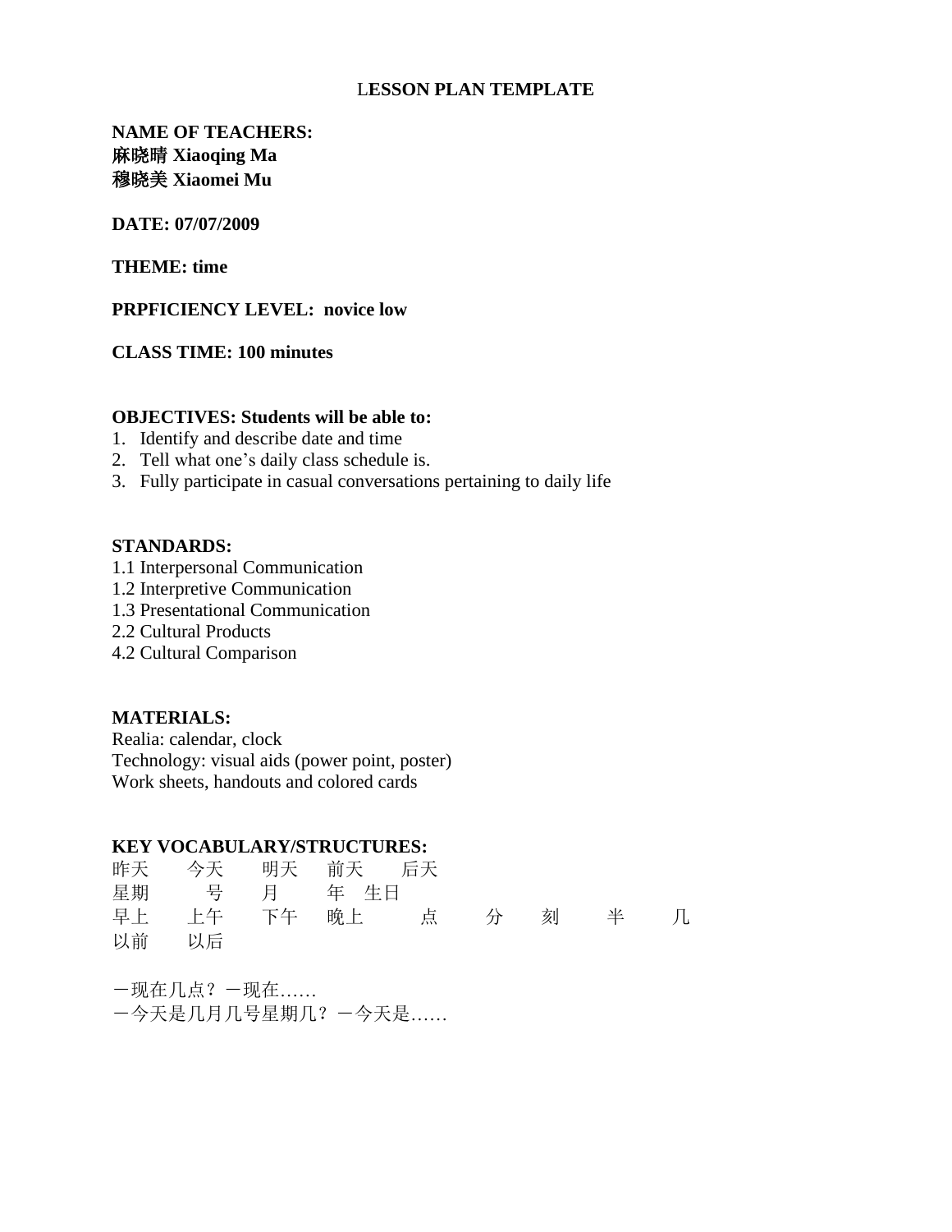# LESSON PLAN TEMPLATE

**NAME OF TEACHERS:**
**麻晓晴 Xiaoqing Ma**
**穆晓美 Xiaomei Mu**

**DATE: 07/07/2009**

**THEME: time**

**PRPFICIENCY LEVEL: novice low**

**CLASS TIME: 100 minutes**

**OBJECTIVES: Students will be able to:**

1. Identify and describe date and time
2. Tell what one's daily class schedule is.
3. Fully participate in casual conversations pertaining to daily life

**STANDARDS:**

1.1 Interpersonal Communication
1.2 Interpretive Communication
1.3 Presentational Communication
2.2 Cultural Products
4.2 Cultural Comparison

**MATERIALS:**

Realia: calendar, clock
Technology: visual aids (power point, poster)
Work sheets, handouts and colored cards

**KEY VOCABULARY/STRUCTURES:**

昨天　今天　明天　前天　后天
星期　号　月　年　生日
早上　上午　下午　晚上　点　分　刻　半　几
以前　以后

－现在几点？－现在……
－今天是几月几号星期几？－今天是……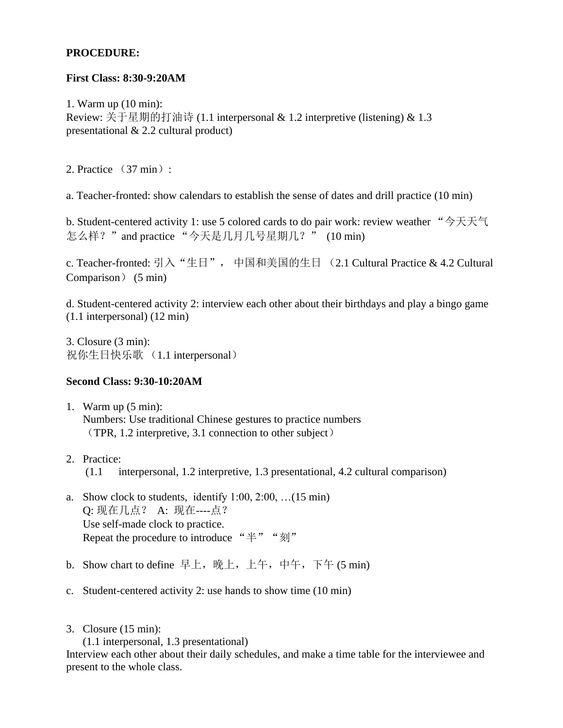**PROCEDURE:**

**First Class: 8:30-9:20AM**

1. Warm up (10 min):
Review: 关于星期的打油诗 (1.1 interpersonal & 1.2 interpretive (listening) & 1.3 presentational & 2.2 cultural product)

2. Practice （37 min）:

a. Teacher-fronted: show calendars to establish the sense of dates and drill practice (10 min)

b. Student-centered activity 1: use 5 colored cards to do pair work: review weather “今天天气怎么样？” and practice “今天是几月几号星期几？” (10 min)

c. Teacher-fronted: 引入“生日”， 中国和美国的生日 （2.1 Cultural Practice & 4.2 Cultural Comparison） (5 min)

d. Student-centered activity 2: interview each other about their birthdays and play a bingo game (1.1 interpersonal) (12 min)

3. Closure (3 min):
祝你生日快乐歌 （1.1 interpersonal）

**Second Class: 9:30-10:20AM**

1. Warm up (5 min):
   Numbers: Use traditional Chinese gestures to practice numbers
   （TPR, 1.2 interpretive, 3.1 connection to other subject）

2. Practice:
   (1.1 interpersonal, 1.2 interpretive, 1.3 presentational, 4.2 cultural comparison)

a. Show clock to students, identify 1:00, 2:00, …(15 min)
   Q: 现在几点？ A: 现在----点？
   Use self-made clock to practice.
   Repeat the procedure to introduce “半”“刻”

b. Show chart to define 早上，晚上，上午，中午，下午 (5 min)

c. Student-centered activity 2: use hands to show time (10 min)

3. Closure (15 min):
   (1.1 interpersonal, 1.3 presentational)
Interview each other about their daily schedules, and make a time table for the interviewee and present to the whole class.